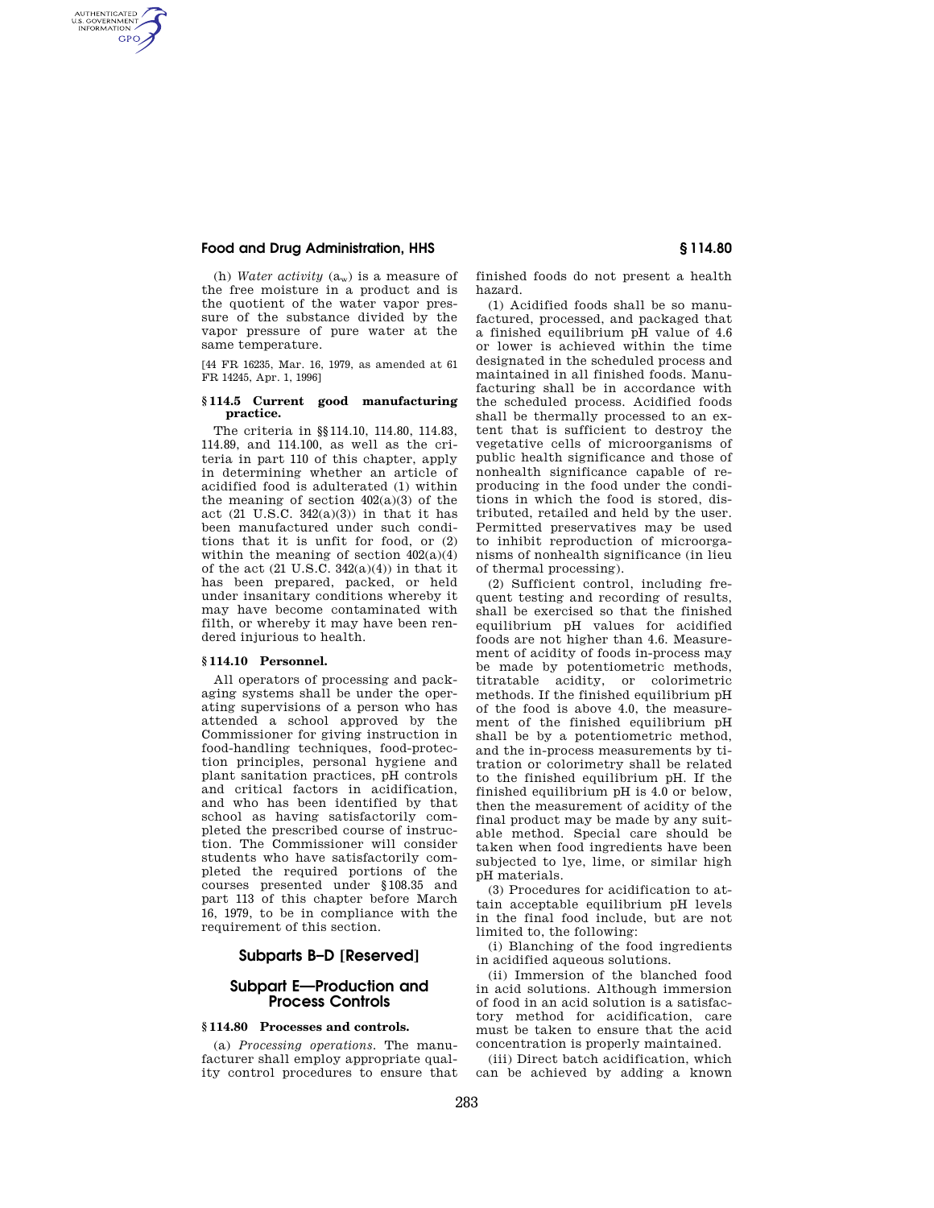(h) *Water activity* ($a_w$) is a measure of the free moisture in a product and is the quotient of the water vapor pressure of the substance divided by the vapor pressure of pure water at the same temperature.

[44 FR 16235, Mar. 16, 1979, as amended at 61 FR 14245, Apr. 1, 1996]

### § 114.5 Current good manufacturing practice.

The criteria in §§ 114.10, 114.80, 114.83, 114.89, and 114.100, as well as the criteria in part 110 of this chapter, apply in determining whether an article of acidified food is adulterated (1) within the meaning of section 402(a)(3) of the act (21 U.S.C. 342(a)(3)) in that it has been manufactured under such conditions that it is unfit for food, or (2) within the meaning of section 402(a)(4) of the act (21 U.S.C. 342(a)(4)) in that it has been prepared, packed, or held under insanitary conditions whereby it may have become contaminated with filth, or whereby it may have been rendered injurious to health.

### § 114.10 Personnel.

All operators of processing and packaging systems shall be under the operating supervisions of a person who has attended a school approved by the Commissioner for giving instruction in food-handling techniques, food-protection principles, personal hygiene and plant sanitation practices, pH controls and critical factors in acidification, and who has been identified by that school as having satisfactorily completed the prescribed course of instruction. The Commissioner will consider students who have satisfactorily completed the required portions of the courses presented under § 108.35 and part 113 of this chapter before March 16, 1979, to be in compliance with the requirement of this section.

## Subparts B–D [Reserved]

## Subpart E—Production and Process Controls

### § 114.80 Processes and controls.

(a) *Processing operations.* The manufacturer shall employ appropriate quality control procedures to ensure that finished foods do not present a health hazard.

(1) Acidified foods shall be so manufactured, processed, and packaged that a finished equilibrium pH value of 4.6 or lower is achieved within the time designated in the scheduled process and maintained in all finished foods. Manufacturing shall be in accordance with the scheduled process. Acidified foods shall be thermally processed to an extent that is sufficient to destroy the vegetative cells of microorganisms of public health significance and those of nonhealth significance capable of reproducing in the food under the conditions in which the food is stored, distributed, retailed and held by the user. Permitted preservatives may be used to inhibit reproduction of microorganisms of nonhealth significance (in lieu of thermal processing).

(2) Sufficient control, including frequent testing and recording of results, shall be exercised so that the finished equilibrium pH values for acidified foods are not higher than 4.6. Measurement of acidity of foods in-process may be made by potentiometric methods, titratable acidity, or colorimetric methods. If the finished equilibrium pH of the food is above 4.0, the measurement of the finished equilibrium pH shall be by a potentiometric method, and the in-process measurements by titration or colorimetry shall be related to the finished equilibrium pH. If the finished equilibrium pH is 4.0 or below, then the measurement of acidity of the final product may be made by any suitable method. Special care should be taken when food ingredients have been subjected to lye, lime, or similar high pH materials.

(3) Procedures for acidification to attain acceptable equilibrium pH levels in the final food include, but are not limited to, the following:

(i) Blanching of the food ingredients in acidified aqueous solutions.

(ii) Immersion of the blanched food in acid solutions. Although immersion of food in an acid solution is a satisfactory method for acidification, care must be taken to ensure that the acid concentration is properly maintained.

(iii) Direct batch acidification, which can be achieved by adding a known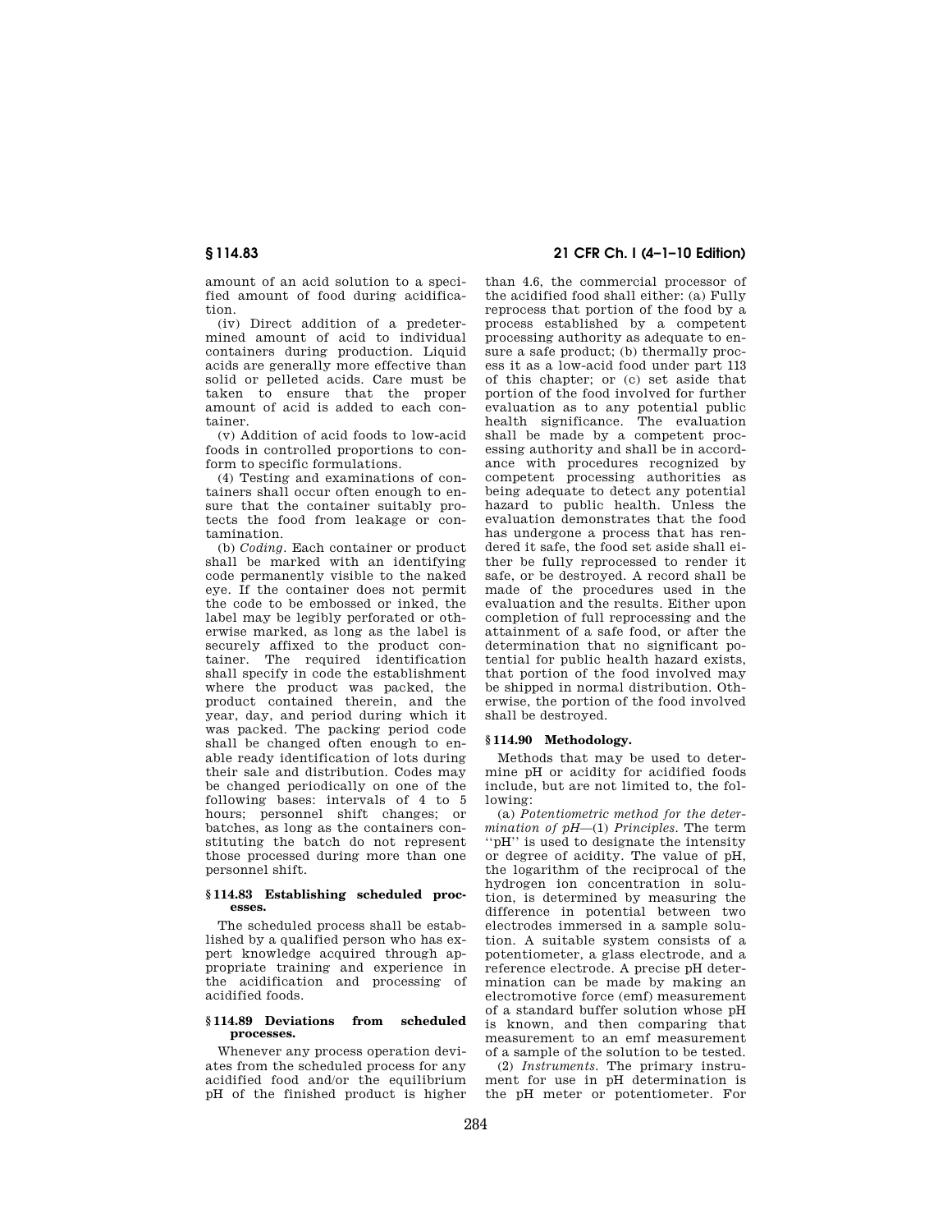amount of an acid solution to a specified amount of food during acidification.

(iv) Direct addition of a predetermined amount of acid to individual containers during production. Liquid acids are generally more effective than solid or pelleted acids. Care must be taken to ensure that the proper amount of acid is added to each container.

(v) Addition of acid foods to low-acid foods in controlled proportions to conform to specific formulations.

(4) Testing and examinations of containers shall occur often enough to ensure that the container suitably protects the food from leakage or contamination.

(b) *Coding.* Each container or product shall be marked with an identifying code permanently visible to the naked eye. If the container does not permit the code to be embossed or inked, the label may be legibly perforated or otherwise marked, as long as the label is securely affixed to the product container. The required identification shall specify in code the establishment where the product was packed, the product contained therein, and the year, day, and period during which it was packed. The packing period code shall be changed often enough to enable ready identification of lots during their sale and distribution. Codes may be changed periodically on one of the following bases: intervals of 4 to 5 hours; personnel shift changes; or batches, as long as the containers constituting the batch do not represent those processed during more than one personnel shift.

#### § 114.83 Establishing scheduled processes.

The scheduled process shall be established by a qualified person who has expert knowledge acquired through appropriate training and experience in the acidification and processing of acidified foods.

#### § 114.89 Deviations from scheduled processes.

Whenever any process operation deviates from the scheduled process for any acidified food and/or the equilibrium pH of the finished product is higher than 4.6, the commercial processor of the acidified food shall either: (a) Fully reprocess that portion of the food by a process established by a competent processing authority as adequate to ensure a safe product; (b) thermally process it as a low-acid food under part 113 of this chapter; or (c) set aside that portion of the food involved for further evaluation as to any potential public health significance. The evaluation shall be made by a competent processing authority and shall be in accordance with procedures recognized by competent processing authorities as being adequate to detect any potential hazard to public health. Unless the evaluation demonstrates that the food has undergone a process that has rendered it safe, the food set aside shall either be fully reprocessed to render it safe, or be destroyed. A record shall be made of the procedures used in the evaluation and the results. Either upon completion of full reprocessing and the attainment of a safe food, or after the determination that no significant potential for public health hazard exists, that portion of the food involved may be shipped in normal distribution. Otherwise, the portion of the food involved shall be destroyed.

#### § 114.90 Methodology.

Methods that may be used to determine pH or acidity for acidified foods include, but are not limited to, the following:

(a) *Potentiometric method for the determination of pH*—(1) *Principles.* The term "pH" is used to designate the intensity or degree of acidity. The value of pH, the logarithm of the reciprocal of the hydrogen ion concentration in solution, is determined by measuring the difference in potential between two electrodes immersed in a sample solution. A suitable system consists of a potentiometer, a glass electrode, and a reference electrode. A precise pH determination can be made by making an electromotive force (emf) measurement of a standard buffer solution whose pH is known, and then comparing that measurement to an emf measurement of a sample of the solution to be tested.

(2) *Instruments.* The primary instrument for use in pH determination is the pH meter or potentiometer. For